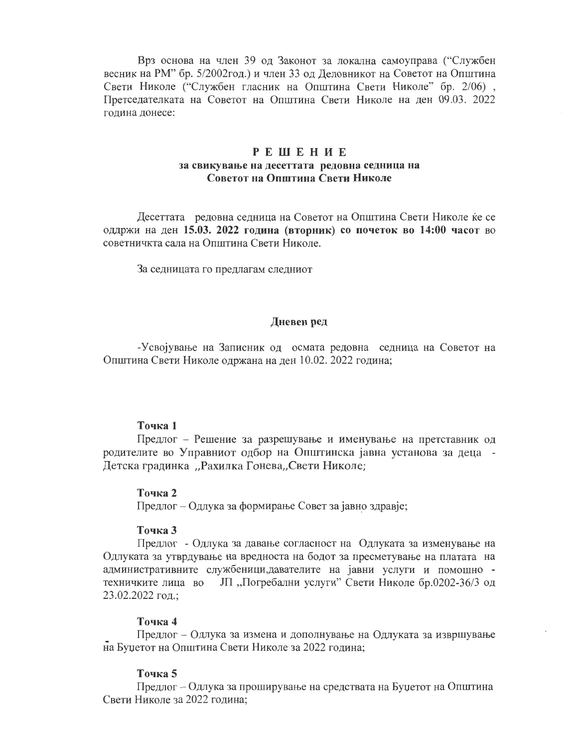Врз основа на член 39 од Законот за локална самоуправа ("Службен весник на РМ" бр. 5/2002год.) и член 33 од Деловникот на Советот на Општина Свети Николе ("Службен гласник на Општина Свети Николе" бр. 2/06) , Претседателката на Советот на Општина Свети Николе на ден 09.03. 2022 година донесе:

# РЕШЕНИЕ

## за свикување на десеттата редовна седница на Советот на Општина Свети Николе

Десеттата редовна седница на Советот на Општина Свети Николе ќе се оддржи на ден **15.03. 2022 година (вторник) со почеток во 14:00 часот** во советничкта сала на Општина Свети Николе.

За седницата го предлагам следниот

### Дневен ред

-Усвојување на Записник од осмата редовна седница на Советот на Општина Свети Николе одржана на ден 10.02. 2022 година;

**Точка 1**

Предлог – Решение за разрешување и именување на претставник од родителите во Управниот одбор на Општинска јавна установа за деца - Детска градинка ,,Рахилка Гонева,,Свети Николе;

**Точка 2**

Предлог – Одлука за формирање Совет за јавно здравје;

**Точка 3**

Предлог - Одлука за давање согласност на Одлуката за изменување на Одлуката за утврдување на вредноста на бодот за пресметување на платата на административните службеници,давателите на јавни услуги и помошно - техничките лица во ЈП ,,Погребални услуги" Свети Николе бр.0202-36/3 од 23.02.2022 год.;

**Точка 4**

Предлог – Одлука за измена и дополнување на Одлуката за извршување на Буџетот на Општина Свети Николе за 2022 година;

**Точка 5**

Предлог – Одлука за проширување на средствата на Буџетот на Општина Свети Николе за 2022 година;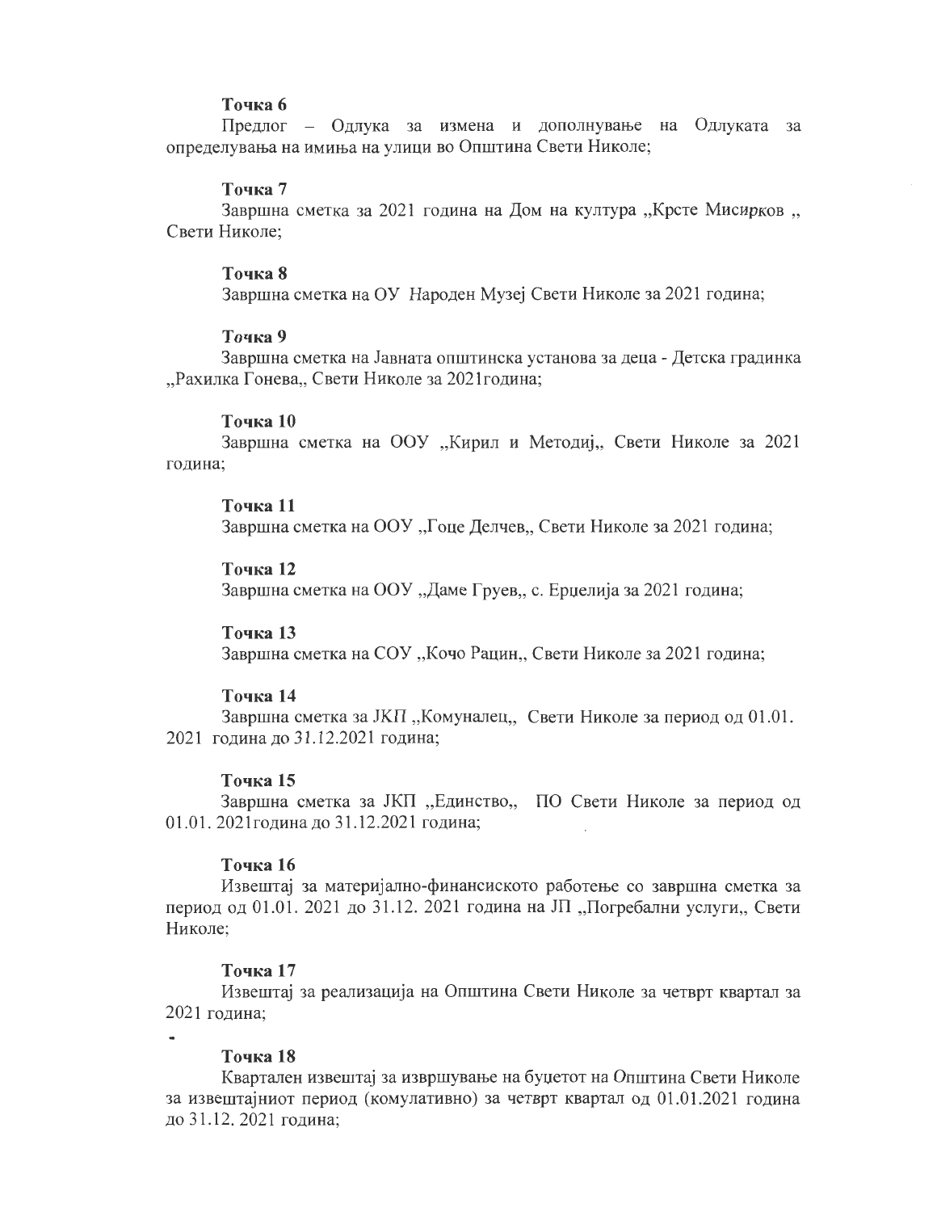**Точка 6**

Предлог – Одлука за измена и дополнување на Одлуката за определувања на имиња на улици во Општина Свети Николе;

**Точка 7**

Завршна сметка за 2021 година на Дом на култура „Крсте Мисирков „ Свети Николе;

**Точка 8**

Завршна сметка на ОУ Народен Музеј Свети Николе за 2021 година;

**Точка 9**

Завршна сметка на Јавната општинска установа за деца - Детска градинка „Рахилка Гонева„ Свети Николе за 2021година;

**Точка 10**

Завршна сметка на ООУ „Кирил и Методиј„ Свети Николе за 2021 година;

**Точка 11**

Завршна сметка на ООУ „Гоце Делчев„ Свети Николе за 2021 година;

**Точка 12**

Завршна сметка на ООУ „Даме Груев„ с. Ерџелија за 2021 година;

**Точка 13**

Завршна сметка на СОУ „Кочо Рацин„ Свети Николе за 2021 година;

**Точка 14**

Завршна сметка за ЈКП „Комуналец„ Свети Николе за период од 01.01. 2021 година до 31.12.2021 година;

**Точка 15**

Завршна сметка за ЈКП „Единство„ ПО Свети Николе за период од 01.01. 2021година до 31.12.2021 година;

**Точка 16**

Извештај за материјално-финансиското работење со завршна сметка за период од 01.01. 2021 до 31.12. 2021 година на ЈП „Погребални услуги„ Свети Николе;

**Точка 17**

Извештај за реализација на Општина Свети Николе за четврт квартал за 2021 година;

**Точка 18**

Квартален извештај за извршување на буџетот на Општина Свети Николе за извештајниот период (комулативно) за четврт квартал од 01.01.2021 година до 31.12. 2021 година;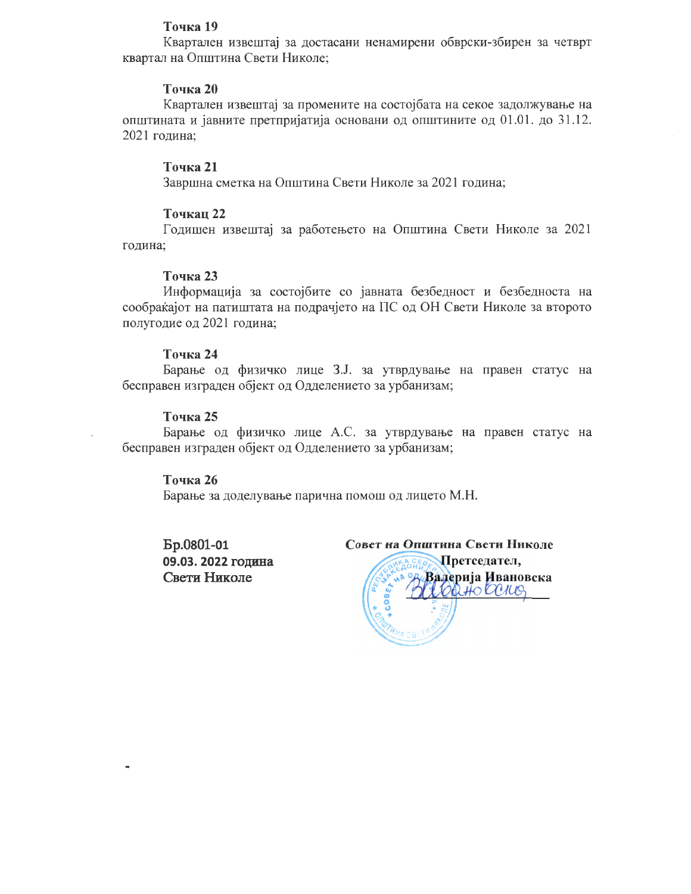**Точка 19**

Квартален извештај за достасани ненамирени обврски-збирен за четврт квартал на Општина Свети Николе;

**Точка 20**

Квартален извештај за промените на состојбата на секое задолжување на општината и јавните претпријатија основани од општините од 01.01. до 31.12. 2021 година;

**Точка 21**

Завршна сметка на Општина Свети Николе за 2021 година;

**Точкац 22**

Годишен извештај за работењето на Општина Свети Николе за 2021 година;

**Точка 23**

Информација за состојбите со јавната безбедност и безбедноста на сообраќајот на патиштата на подрачјето на ПС од ОН Свети Николе за второто полугодие од 2021 година;

**Точка 24**

Барање од физичко лице З.Ј. за утврдување на правен статус на бесправен изграден објект од Одделението за урбанизам;

**Точка 25**

Барање од физичко лице А.С. за утврдување на правен статус на бесправен изграден објект од Одделението за урбанизам;

**Точка 26**

Барање за доделување парична помош од лицето М.Н.

**Бр.0801-01**
**09.03. 2022 година**
**Свети Николе**

***Совет на Општина Свети Николе***
**Претседател,**
**Валерија Ивановска**